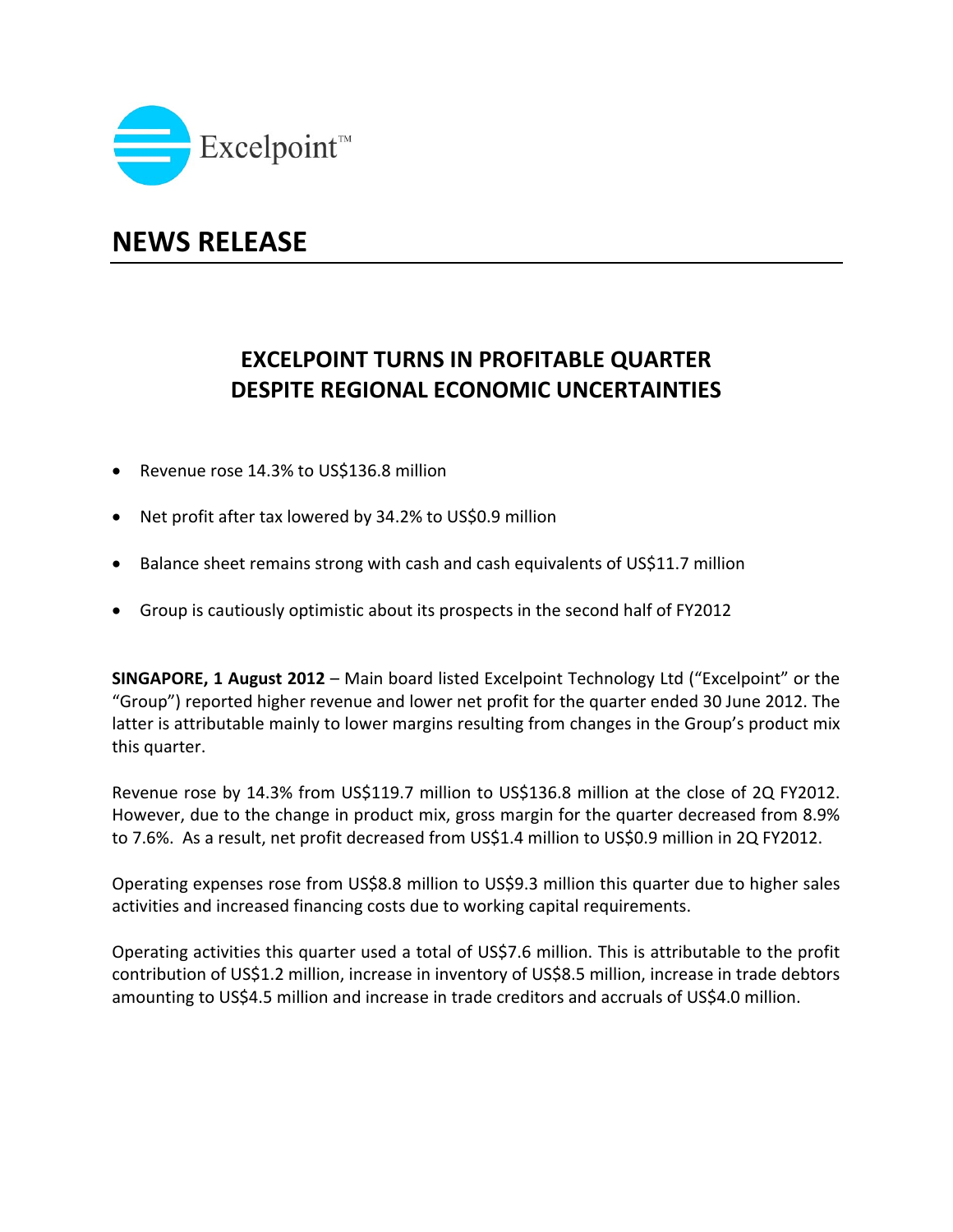Excelpoint™

# NEWS RELEASE

## EXCELPOINT TURNS IN PROFITABLE QUARTER DESPITE REGIONAL ECONOMIC UNCERTAINTIES

- Revenue rose 14.3% to US$136.8 million
- Net profit after tax lowered by 34.2% to US$0.9 million
- Balance sheet remains strong with cash and cash equivalents of US$11.7 million
- Group is cautiously optimistic about its prospects in the second half of FY2012

**SINGAPORE, 1 August 2012** – Main board listed Excelpoint Technology Ltd ("Excelpoint" or the "Group") reported higher revenue and lower net profit for the quarter ended 30 June 2012. The latter is attributable mainly to lower margins resulting from changes in the Group's product mix this quarter.

Revenue rose by 14.3% from US$119.7 million to US$136.8 million at the close of 2Q FY2012. However, due to the change in product mix, gross margin for the quarter decreased from 8.9% to 7.6%. As a result, net profit decreased from US$1.4 million to US$0.9 million in 2Q FY2012.

Operating expenses rose from US$8.8 million to US$9.3 million this quarter due to higher sales activities and increased financing costs due to working capital requirements.

Operating activities this quarter used a total of US$7.6 million. This is attributable to the profit contribution of US$1.2 million, increase in inventory of US$8.5 million, increase in trade debtors amounting to US$4.5 million and increase in trade creditors and accruals of US$4.0 million.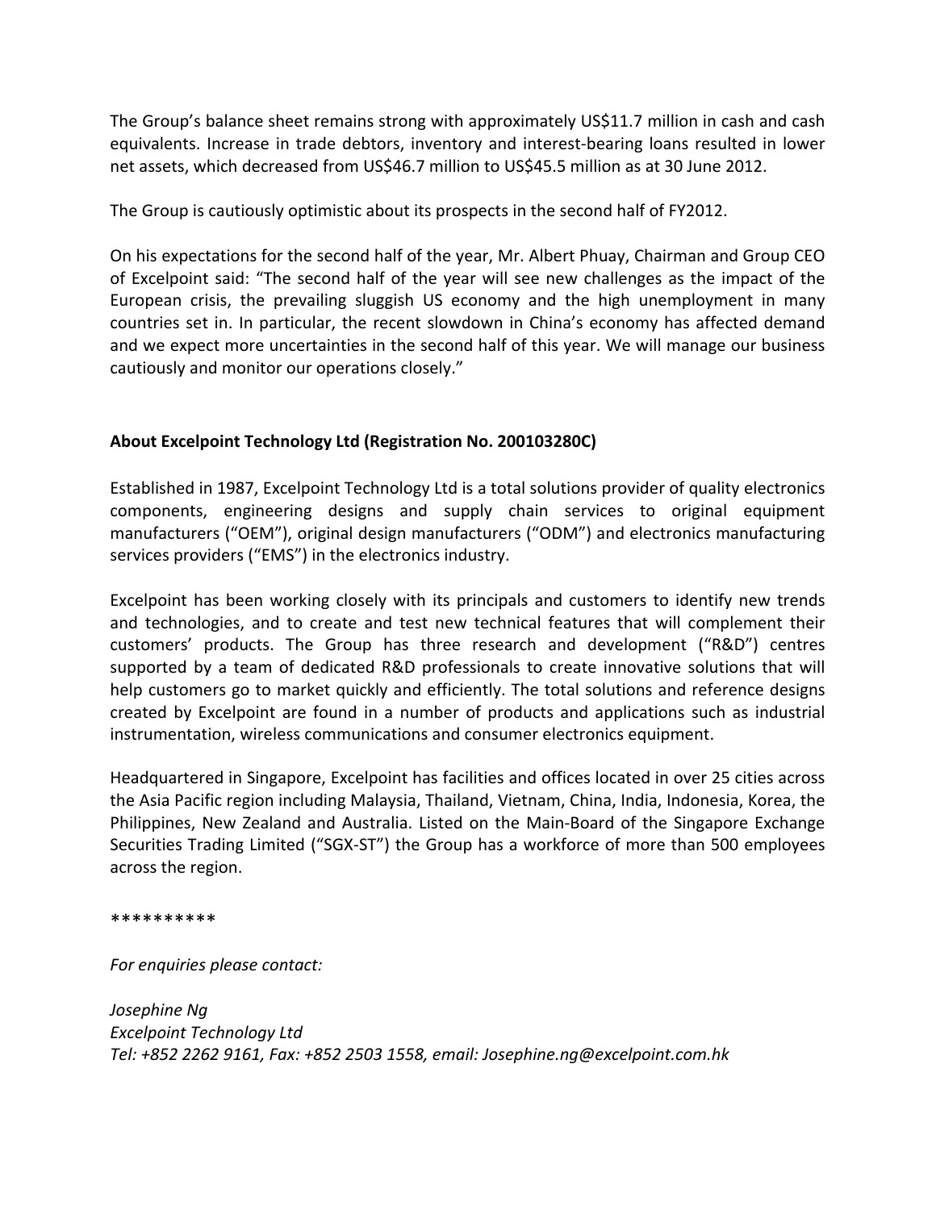The Group's balance sheet remains strong with approximately US$11.7 million in cash and cash equivalents. Increase in trade debtors, inventory and interest-bearing loans resulted in lower net assets, which decreased from US$46.7 million to US$45.5 million as at 30 June 2012.

The Group is cautiously optimistic about its prospects in the second half of FY2012.

On his expectations for the second half of the year, Mr. Albert Phuay, Chairman and Group CEO of Excelpoint said: "The second half of the year will see new challenges as the impact of the European crisis, the prevailing sluggish US economy and the high unemployment in many countries set in. In particular, the recent slowdown in China's economy has affected demand and we expect more uncertainties in the second half of this year. We will manage our business cautiously and monitor our operations closely."

**About Excelpoint Technology Ltd (Registration No. 200103280C)**

Established in 1987, Excelpoint Technology Ltd is a total solutions provider of quality electronics components, engineering designs and supply chain services to original equipment manufacturers ("OEM"), original design manufacturers ("ODM") and electronics manufacturing services providers ("EMS") in the electronics industry.

Excelpoint has been working closely with its principals and customers to identify new trends and technologies, and to create and test new technical features that will complement their customers' products. The Group has three research and development ("R&D") centres supported by a team of dedicated R&D professionals to create innovative solutions that will help customers go to market quickly and efficiently. The total solutions and reference designs created by Excelpoint are found in a number of products and applications such as industrial instrumentation, wireless communications and consumer electronics equipment.

Headquartered in Singapore, Excelpoint has facilities and offices located in over 25 cities across the Asia Pacific region including Malaysia, Thailand, Vietnam, China, India, Indonesia, Korea, the Philippines, New Zealand and Australia. Listed on the Main-Board of the Singapore Exchange Securities Trading Limited ("SGX-ST") the Group has a workforce of more than 500 employees across the region.

**********

*For enquiries please contact:*

*Josephine Ng*
*Excelpoint Technology Ltd*
*Tel: +852 2262 9161, Fax: +852 2503 1558, email: Josephine.ng@excelpoint.com.hk*